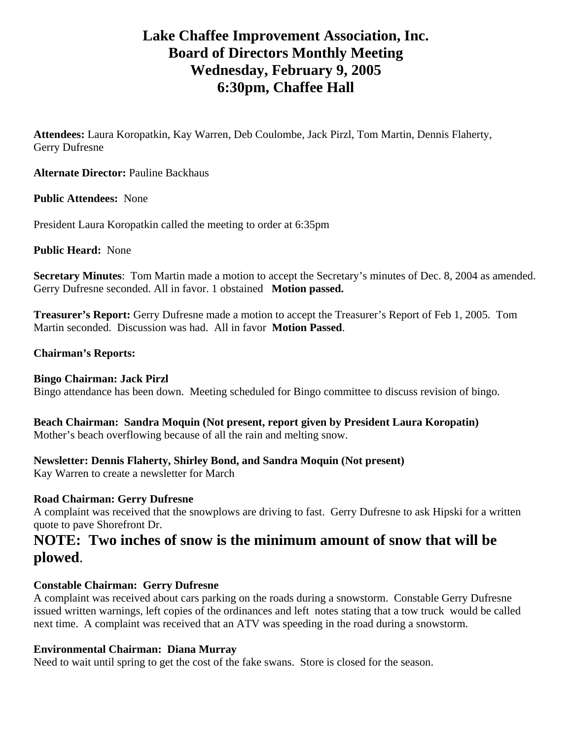# Lake Chaffee Improvement Association, Inc.
# Board of Directors Monthly Meeting
# Wednesday, February 9, 2005
# 6:30pm, Chaffee Hall

**Attendees:** Laura Koropatkin, Kay Warren, Deb Coulombe, Jack Pirzl, Tom Martin, Dennis Flaherty, Gerry Dufresne

**Alternate Director:** Pauline Backhaus

**Public Attendees:** None

President Laura Koropatkin called the meeting to order at 6:35pm

**Public Heard:** None

**Secretary Minutes**: Tom Martin made a motion to accept the Secretary's minutes of Dec. 8, 2004 as amended. Gerry Dufresne seconded. All in favor. 1 obstained **Motion passed.**

**Treasurer's Report:** Gerry Dufresne made a motion to accept the Treasurer's Report of Feb 1, 2005. Tom Martin seconded. Discussion was had. All in favor **Motion Passed**.

**Chairman's Reports:**

**Bingo Chairman: Jack Pirzl**
Bingo attendance has been down. Meeting scheduled for Bingo committee to discuss revision of bingo.

**Beach Chairman: Sandra Moquin (Not present, report given by President Laura Koropatin)**
Mother's beach overflowing because of all the rain and melting snow.

**Newsletter: Dennis Flaherty, Shirley Bond, and Sandra Moquin (Not present)**
Kay Warren to create a newsletter for March

**Road Chairman: Gerry Dufresne**
A complaint was received that the snowplows are driving to fast. Gerry Dufresne to ask Hipski for a written quote to pave Shorefront Dr.

## NOTE: Two inches of snow is the minimum amount of snow that will be plowed.

**Constable Chairman: Gerry Dufresne**
A complaint was received about cars parking on the roads during a snowstorm. Constable Gerry Dufresne issued written warnings, left copies of the ordinances and left notes stating that a tow truck would be called next time. A complaint was received that an ATV was speeding in the road during a snowstorm.

**Environmental Chairman: Diana Murray**
Need to wait until spring to get the cost of the fake swans. Store is closed for the season.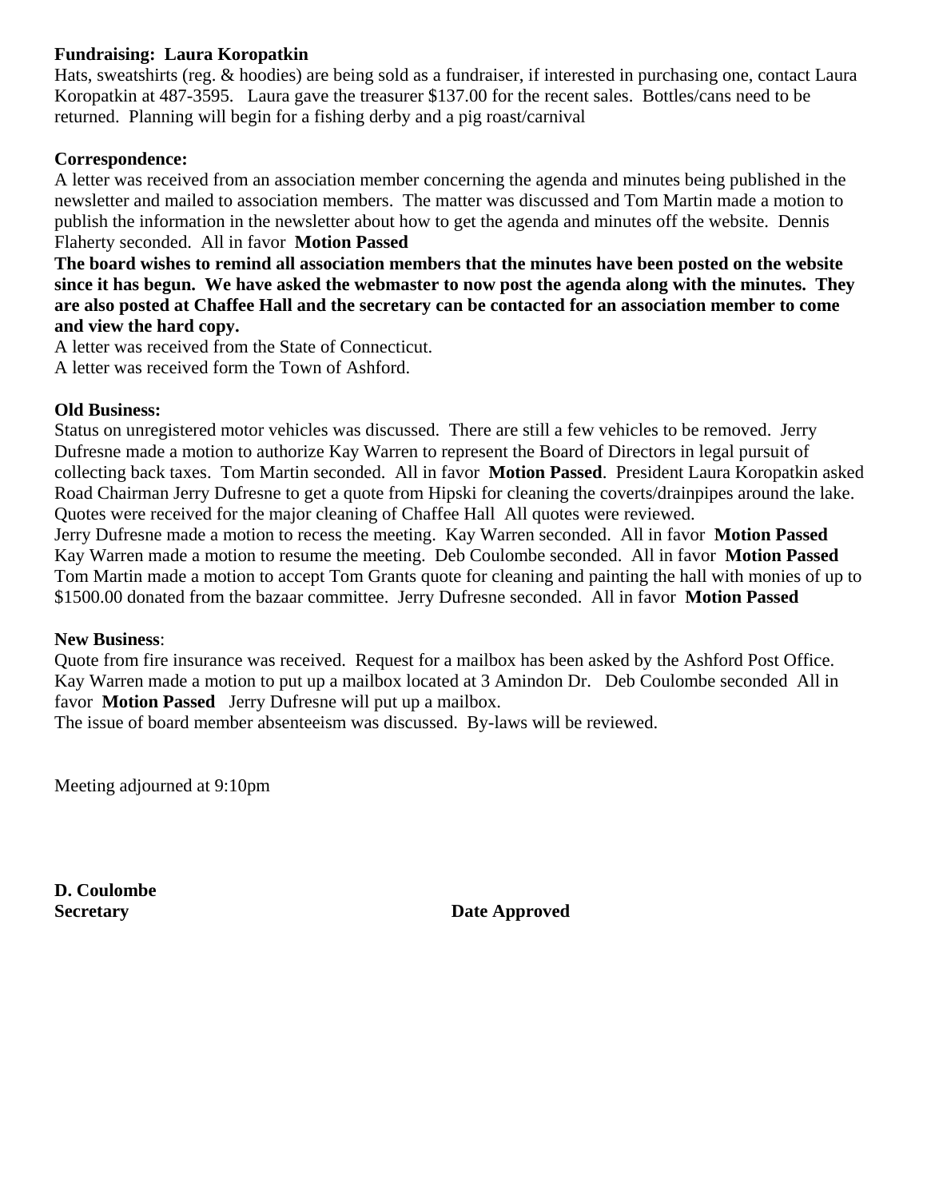**Fundraising: Laura Koropatkin**

Hats, sweatshirts (reg. & hoodies) are being sold as a fundraiser, if interested in purchasing one, contact Laura Koropatkin at 487-3595. Laura gave the treasurer $137.00 for the recent sales. Bottles/cans need to be returned. Planning will begin for a fishing derby and a pig roast/carnival

**Correspondence:**

A letter was received from an association member concerning the agenda and minutes being published in the newsletter and mailed to association members. The matter was discussed and Tom Martin made a motion to publish the information in the newsletter about how to get the agenda and minutes off the website. Dennis Flaherty seconded. All in favor **Motion Passed**

**The board wishes to remind all association members that the minutes have been posted on the website since it has begun. We have asked the webmaster to now post the agenda along with the minutes. They are also posted at Chaffee Hall and the secretary can be contacted for an association member to come and view the hard copy.**

A letter was received from the State of Connecticut.
A letter was received form the Town of Ashford.

**Old Business:**

Status on unregistered motor vehicles was discussed. There are still a few vehicles to be removed. Jerry Dufresne made a motion to authorize Kay Warren to represent the Board of Directors in legal pursuit of collecting back taxes. Tom Martin seconded. All in favor **Motion Passed**. President Laura Koropatkin asked Road Chairman Jerry Dufresne to get a quote from Hipski for cleaning the coverts/drainpipes around the lake. Quotes were received for the major cleaning of Chaffee Hall All quotes were reviewed.
Jerry Dufresne made a motion to recess the meeting. Kay Warren seconded. All in favor **Motion Passed**
Kay Warren made a motion to resume the meeting. Deb Coulombe seconded. All in favor **Motion Passed**
Tom Martin made a motion to accept Tom Grants quote for cleaning and painting the hall with monies of up to $1500.00 donated from the bazaar committee. Jerry Dufresne seconded. All in favor **Motion Passed**

**New Business**:

Quote from fire insurance was received. Request for a mailbox has been asked by the Ashford Post Office. Kay Warren made a motion to put up a mailbox located at 3 Amindon Dr. Deb Coulombe seconded All in favor **Motion Passed** Jerry Dufresne will put up a mailbox.
The issue of board member absenteeism was discussed. By-laws will be reviewed.

Meeting adjourned at 9:10pm

**D. Coulombe**
**Secretary** **Date Approved**